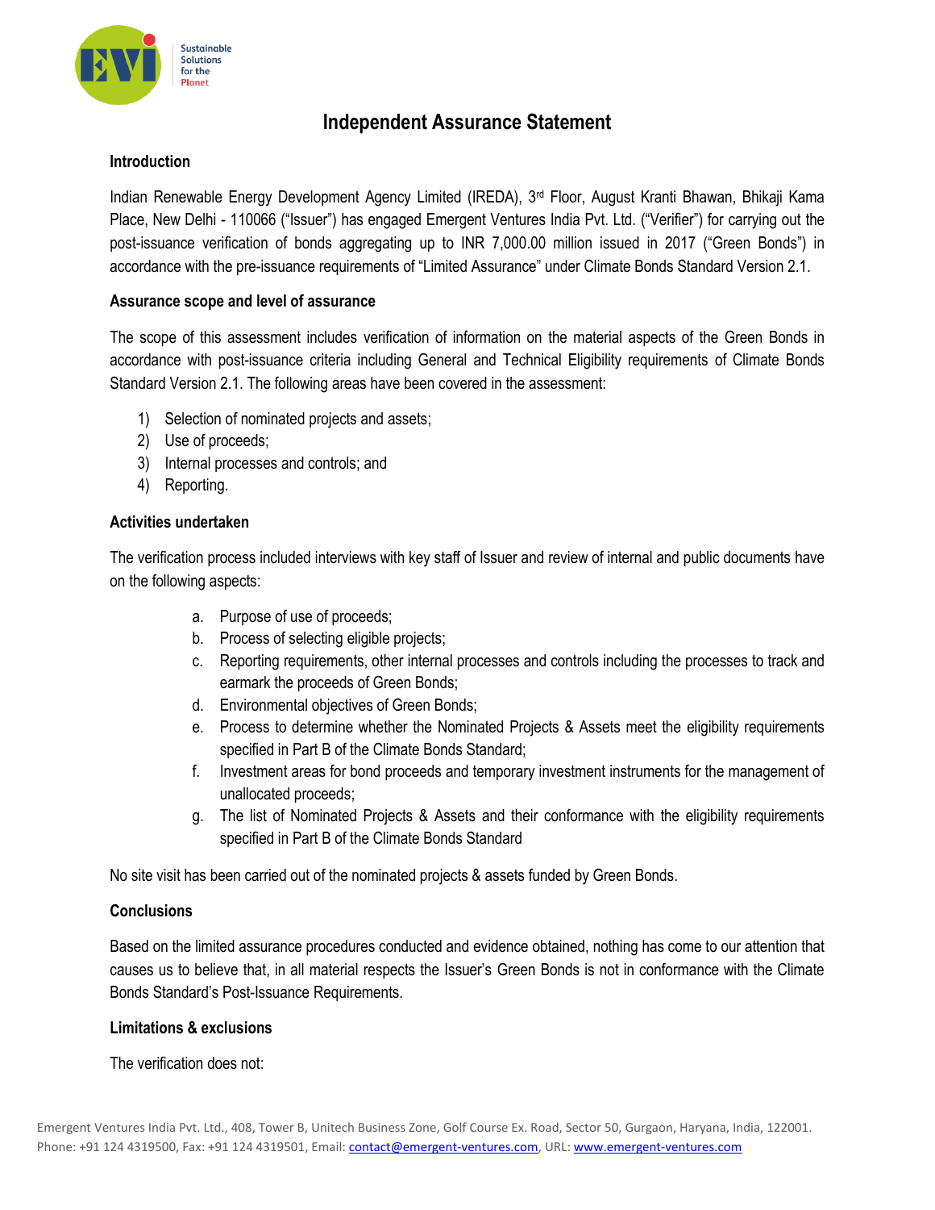# Independent Assurance Statement

## Introduction

Indian Renewable Energy Development Agency Limited (IREDA), 3rd Floor, August Kranti Bhawan, Bhikaji Kama Place, New Delhi - 110066 ("Issuer") has engaged Emergent Ventures India Pvt. Ltd. ("Verifier") for carrying out the post-issuance verification of bonds aggregating up to INR 7,000.00 million issued in 2017 ("Green Bonds") in accordance with the pre-issuance requirements of "Limited Assurance" under Climate Bonds Standard Version 2.1.

## Assurance scope and level of assurance

The scope of this assessment includes verification of information on the material aspects of the Green Bonds in accordance with post-issuance criteria including General and Technical Eligibility requirements of Climate Bonds Standard Version 2.1. The following areas have been covered in the assessment:

1) Selection of nominated projects and assets;
2) Use of proceeds;
3) Internal processes and controls; and
4) Reporting.

## Activities undertaken

The verification process included interviews with key staff of Issuer and review of internal and public documents have on the following aspects:

a. Purpose of use of proceeds;
b. Process of selecting eligible projects;
c. Reporting requirements, other internal processes and controls including the processes to track and earmark the proceeds of Green Bonds;
d. Environmental objectives of Green Bonds;
e. Process to determine whether the Nominated Projects & Assets meet the eligibility requirements specified in Part B of the Climate Bonds Standard;
f. Investment areas for bond proceeds and temporary investment instruments for the management of unallocated proceeds;
g. The list of Nominated Projects & Assets and their conformance with the eligibility requirements specified in Part B of the Climate Bonds Standard

No site visit has been carried out of the nominated projects & assets funded by Green Bonds.

## Conclusions

Based on the limited assurance procedures conducted and evidence obtained, nothing has come to our attention that causes us to believe that, in all material respects the Issuer's Green Bonds is not in conformance with the Climate Bonds Standard's Post-Issuance Requirements.

## Limitations & exclusions

The verification does not: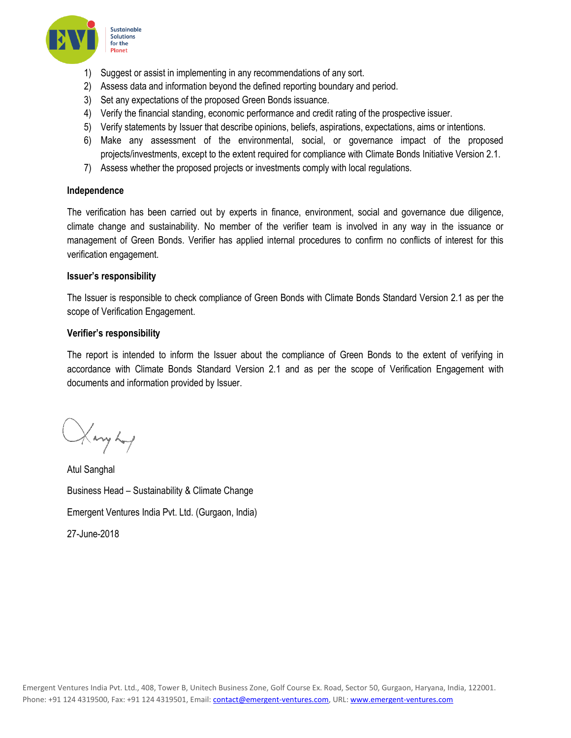1) Suggest or assist in implementing in any recommendations of any sort.
2) Assess data and information beyond the defined reporting boundary and period.
3) Set any expectations of the proposed Green Bonds issuance.
4) Verify the financial standing, economic performance and credit rating of the prospective issuer.
5) Verify statements by Issuer that describe opinions, beliefs, aspirations, expectations, aims or intentions.
6) Make any assessment of the environmental, social, or governance impact of the proposed projects/investments, except to the extent required for compliance with Climate Bonds Initiative Version 2.1.
7) Assess whether the proposed projects or investments comply with local regulations.

**Independence**

The verification has been carried out by experts in finance, environment, social and governance due diligence, climate change and sustainability. No member of the verifier team is involved in any way in the issuance or management of Green Bonds. Verifier has applied internal procedures to confirm no conflicts of interest for this verification engagement.

**Issuer's responsibility**

The Issuer is responsible to check compliance of Green Bonds with Climate Bonds Standard Version 2.1 as per the scope of Verification Engagement.

**Verifier's responsibility**

The report is intended to inform the Issuer about the compliance of Green Bonds to the extent of verifying in accordance with Climate Bonds Standard Version 2.1 and as per the scope of Verification Engagement with documents and information provided by Issuer.

Atul Sanghal

Business Head – Sustainability & Climate Change

Emergent Ventures India Pvt. Ltd. (Gurgaon, India)

27-June-2018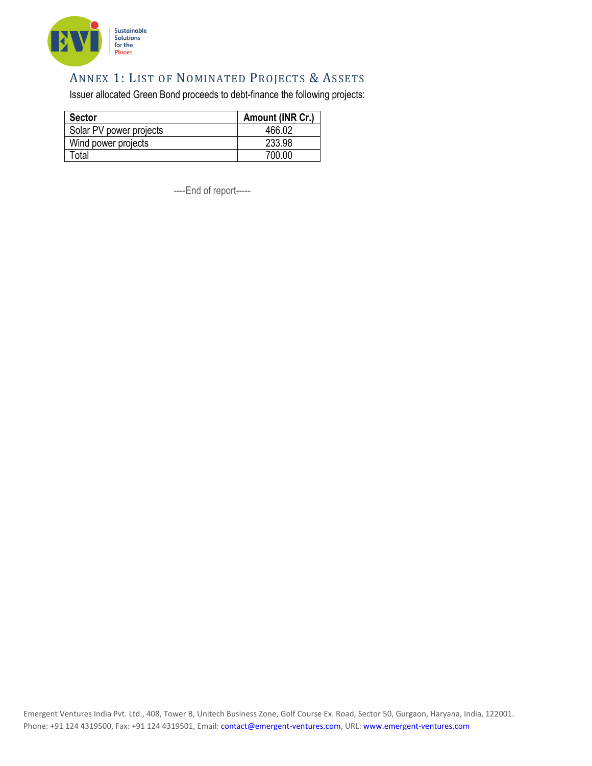## Annex 1: List of Nominated Projects & Assets

Issuer allocated Green Bond proceeds to debt-finance the following projects:

| Sector | Amount (INR Cr.) |
| --- | --- |
| Solar PV power projects | 466.02 |
| Wind power projects | 233.98 |
| Total | 700.00 |

----End of report-----

Emergent Ventures India Pvt. Ltd., 408, Tower B, Unitech Business Zone, Golf Course Ex. Road, Sector 50, Gurgaon, Haryana, India, 122001.
Phone: +91 124 4319500, Fax: +91 124 4319501, Email: contact@emergent-ventures.com, URL: www.emergent-ventures.com